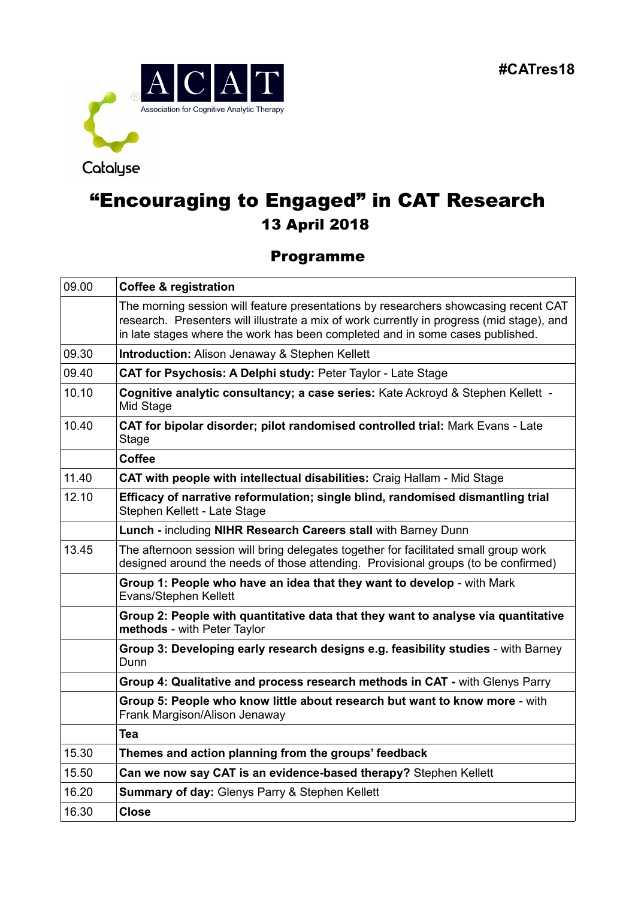#CATres18

ACAT

Association for Cognitive Analytic Therapy

Catalyse

# "Encouraging to Engaged" in CAT Research

## 13 April 2018

## Programme

| | |
|---|---|
| 09.00 | **Coffee & registration** |
| | The morning session will feature presentations by researchers showcasing recent CAT research. Presenters will illustrate a mix of work currently in progress (mid stage), and in late stages where the work has been completed and in some cases published. |
| 09.30 | **Introduction:** Alison Jenaway & Stephen Kellett |
| 09.40 | **CAT for Psychosis: A Delphi study:** Peter Taylor - Late Stage |
| 10.10 | **Cognitive analytic consultancy; a case series:** Kate Ackroyd & Stephen Kellett - Mid Stage |
| 10.40 | **CAT for bipolar disorder; pilot randomised controlled trial:** Mark Evans - Late Stage |
| | **Coffee** |
| 11.40 | **CAT with people with intellectual disabilities:** Craig Hallam - Mid Stage |
| 12.10 | **Efficacy of narrative reformulation; single blind, randomised dismantling trial** Stephen Kellett - Late Stage |
| | **Lunch -** including **NIHR Research Careers stall** with Barney Dunn |
| 13.45 | The afternoon session will bring delegates together for facilitated small group work designed around the needs of those attending. Provisional groups (to be confirmed) |
| | **Group 1: People who have an idea that they want to develop** - with Mark Evans/Stephen Kellett |
| | **Group 2: People with quantitative data that they want to analyse via quantitative methods** - with Peter Taylor |
| | **Group 3: Developing early research designs e.g. feasibility studies** - with Barney Dunn |
| | **Group 4: Qualitative and process research methods in CAT -** with Glenys Parry |
| | **Group 5: People who know little about research but want to know more** - with Frank Margison/Alison Jenaway |
| | **Tea** |
| 15.30 | **Themes and action planning from the groups' feedback** |
| 15.50 | **Can we now say CAT is an evidence-based therapy?** Stephen Kellett |
| 16.20 | **Summary of day:** Glenys Parry & Stephen Kellett |
| 16.30 | **Close** |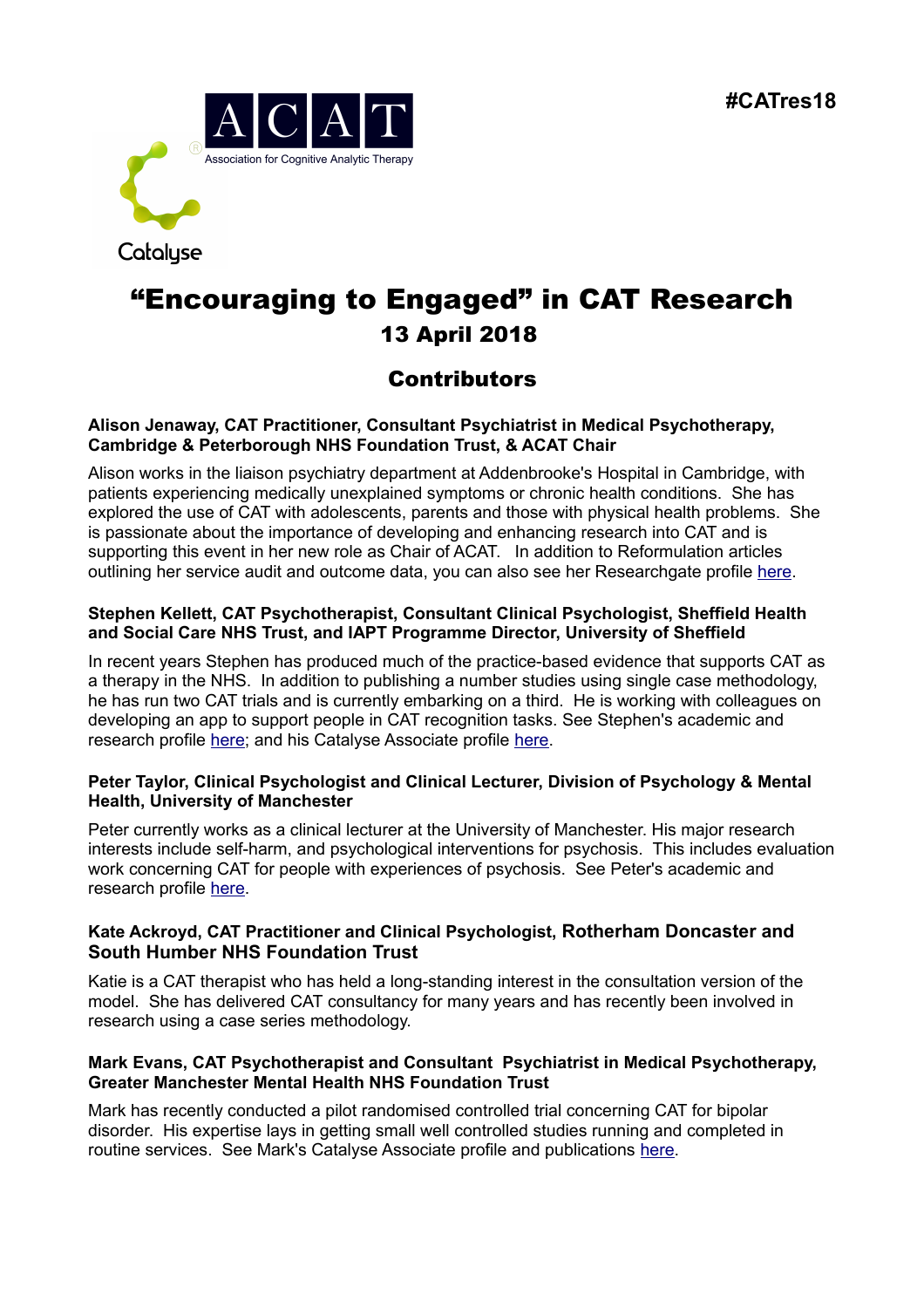#CATres18

ACAT
Association for Cognitive Analytic Therapy

Catalyse

# "Encouraging to Engaged" in CAT Research

## 13 April 2018

## Contributors

**Alison Jenaway, CAT Practitioner, Consultant Psychiatrist in Medical Psychotherapy, Cambridge & Peterborough NHS Foundation Trust, & ACAT Chair**

Alison works in the liaison psychiatry department at Addenbrooke's Hospital in Cambridge, with patients experiencing medically unexplained symptoms or chronic health conditions. She has explored the use of CAT with adolescents, parents and those with physical health problems. She is passionate about the importance of developing and enhancing research into CAT and is supporting this event in her new role as Chair of ACAT. In addition to Reformulation articles outlining her service audit and outcome data, you can also see her Researchgate profile here.

**Stephen Kellett, CAT Psychotherapist, Consultant Clinical Psychologist, Sheffield Health and Social Care NHS Trust, and IAPT Programme Director, University of Sheffield**

In recent years Stephen has produced much of the practice-based evidence that supports CAT as a therapy in the NHS. In addition to publishing a number studies using single case methodology, he has run two CAT trials and is currently embarking on a third. He is working with colleagues on developing an app to support people in CAT recognition tasks. See Stephen's academic and research profile here; and his Catalyse Associate profile here.

**Peter Taylor, Clinical Psychologist and Clinical Lecturer, Division of Psychology & Mental Health, University of Manchester**

Peter currently works as a clinical lecturer at the University of Manchester. His major research interests include self-harm, and psychological interventions for psychosis. This includes evaluation work concerning CAT for people with experiences of psychosis. See Peter's academic and research profile here.

**Kate Ackroyd, CAT Practitioner and Clinical Psychologist, Rotherham Doncaster and South Humber NHS Foundation Trust**

Katie is a CAT therapist who has held a long-standing interest in the consultation version of the model. She has delivered CAT consultancy for many years and has recently been involved in research using a case series methodology.

**Mark Evans, CAT Psychotherapist and Consultant Psychiatrist in Medical Psychotherapy, Greater Manchester Mental Health NHS Foundation Trust**

Mark has recently conducted a pilot randomised controlled trial concerning CAT for bipolar disorder. His expertise lays in getting small well controlled studies running and completed in routine services. See Mark's Catalyse Associate profile and publications here.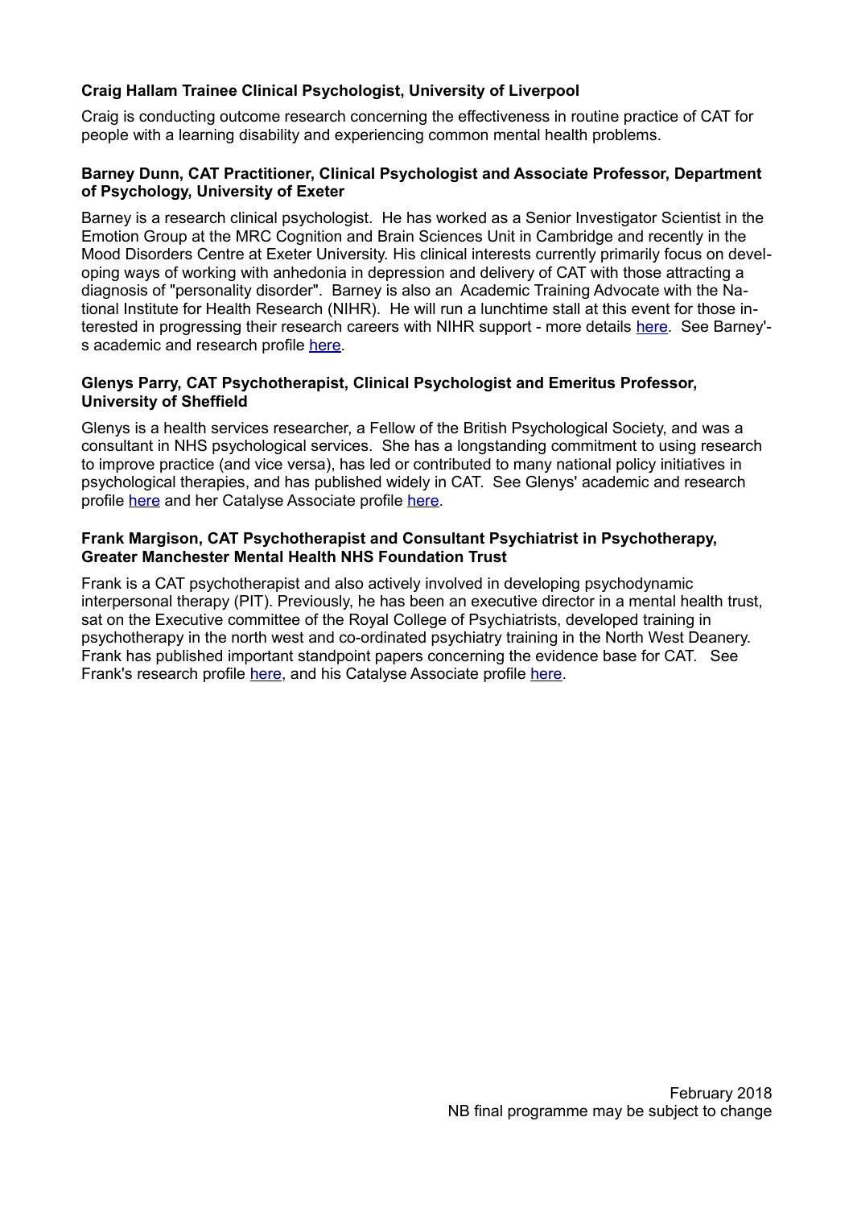**Craig Hallam Trainee Clinical Psychologist, University of Liverpool**

Craig is conducting outcome research concerning the effectiveness in routine practice of CAT for people with a learning disability and experiencing common mental health problems.

**Barney Dunn, CAT Practitioner, Clinical Psychologist and Associate Professor, Department of Psychology, University of Exeter**

Barney is a research clinical psychologist. He has worked as a Senior Investigator Scientist in the Emotion Group at the MRC Cognition and Brain Sciences Unit in Cambridge and recently in the Mood Disorders Centre at Exeter University. His clinical interests currently primarily focus on developing ways of working with anhedonia in depression and delivery of CAT with those attracting a diagnosis of "personality disorder". Barney is also an Academic Training Advocate with the National Institute for Health Research (NIHR). He will run a lunchtime stall at this event for those interested in progressing their research careers with NIHR support - more details here. See Barney's academic and research profile here.

**Glenys Parry, CAT Psychotherapist, Clinical Psychologist and Emeritus Professor, University of Sheffield**

Glenys is a health services researcher, a Fellow of the British Psychological Society, and was a consultant in NHS psychological services. She has a longstanding commitment to using research to improve practice (and vice versa), has led or contributed to many national policy initiatives in psychological therapies, and has published widely in CAT. See Glenys' academic and research profile here and her Catalyse Associate profile here.

**Frank Margison, CAT Psychotherapist and Consultant Psychiatrist in Psychotherapy, Greater Manchester Mental Health NHS Foundation Trust**

Frank is a CAT psychotherapist and also actively involved in developing psychodynamic interpersonal therapy (PIT). Previously, he has been an executive director in a mental health trust, sat on the Executive committee of the Royal College of Psychiatrists, developed training in psychotherapy in the north west and co-ordinated psychiatry training in the North West Deanery. Frank has published important standpoint papers concerning the evidence base for CAT. See Frank's research profile here, and his Catalyse Associate profile here.

February 2018
NB final programme may be subject to change